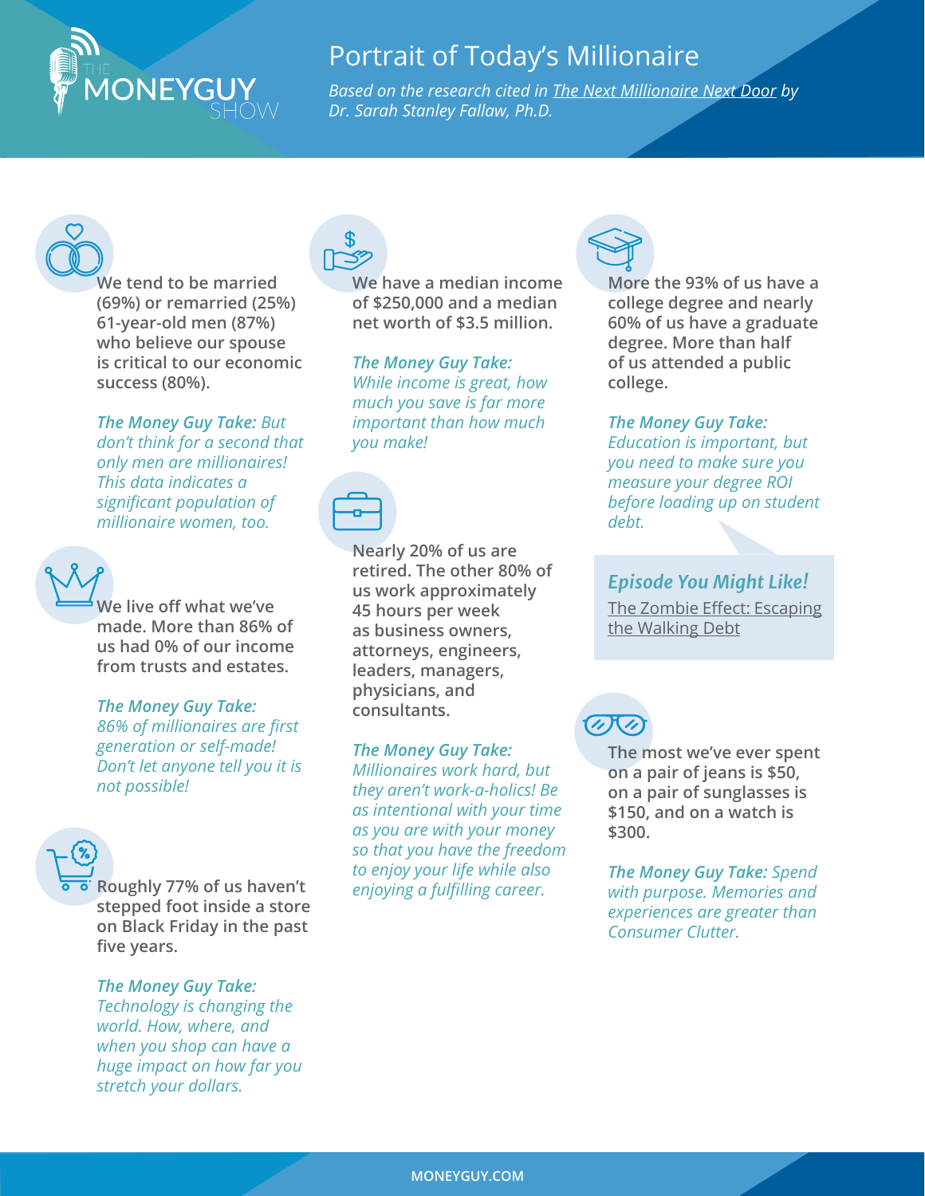# Portrait of Today's Millionaire

*Based on the research cited in The Next Millionaire Next Door by Dr. Sarah Stanley Fallaw, Ph.D.*

**We tend to be married (69%) or remarried (25%) 61-year-old men (87%) who believe our spouse is critical to our economic success (80%).**

***The Money Guy Take:*** *But don't think for a second that only men are millionaires! This data indicates a significant population of millionaire women, too.*

**We live off what we've made. More than 86% of us had 0% of our income from trusts and estates.**

***The Money Guy Take:*** *86% of millionaires are first generation or self-made! Don't let anyone tell you it is not possible!*

**Roughly 77% of us haven't stepped foot inside a store on Black Friday in the past five years.**

***The Money Guy Take:*** *Technology is changing the world. How, where, and when you shop can have a huge impact on how far you stretch your dollars.*

**We have a median income of $250,000 and a median net worth of $3.5 million.**

***The Money Guy Take:*** *While income is great, how much you save is far more important than how much you make!*

**Nearly 20% of us are retired. The other 80% of us work approximately 45 hours per week as business owners, attorneys, engineers, leaders, managers, physicians, and consultants.**

***The Money Guy Take:*** *Millionaires work hard, but they aren't work-a-holics! Be as intentional with your time as you are with your money so that you have the freedom to enjoy your life while also enjoying a fulfilling career.*

**More the 93% of us have a college degree and nearly 60% of us have a graduate degree. More than half of us attended a public college.**

***The Money Guy Take:*** *Education is important, but you need to make sure you measure your degree ROI before loading up on student debt.*

***Episode You Might Like!***

The Zombie Effect: Escaping the Walking Debt

**The most we've ever spent on a pair of jeans is $50, on a pair of sunglasses is $150, and on a watch is $300.**

***The Money Guy Take:*** *Spend with purpose. Memories and experiences are greater than Consumer Clutter.*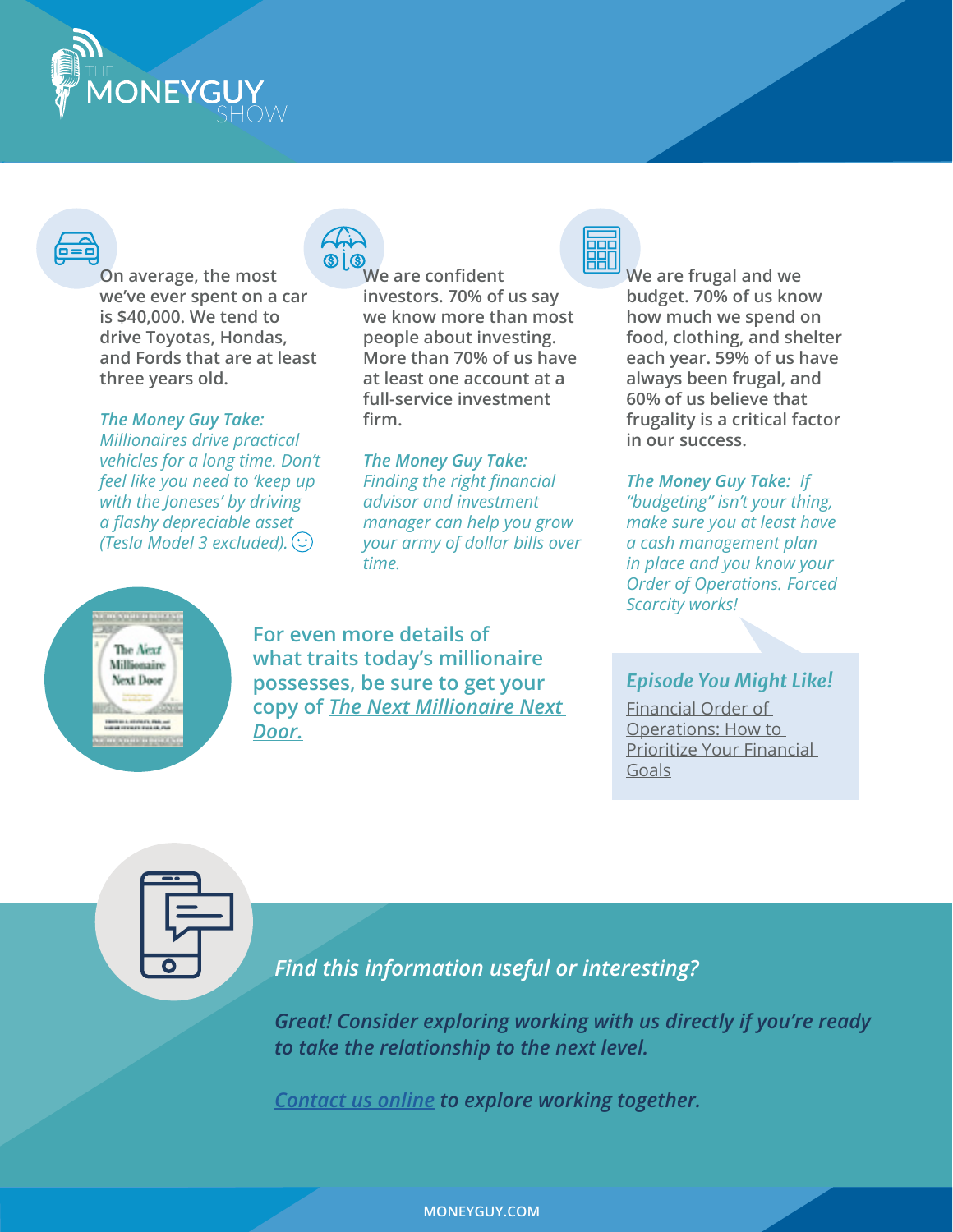On average, the most we've ever spent on a car is $40,000. We tend to drive Toyotas, Hondas, and Fords that are at least three years old.

***The Money Guy Take:*** *Millionaires drive practical vehicles for a long time. Don't feel like you need to 'keep up with the Joneses' by driving a flashy depreciable asset (Tesla Model 3 excluded).* ☺

We are confident investors. 70% of us say we know more than most people about investing. More than 70% of us have at least one account at a full-service investment firm.

***The Money Guy Take:*** *Finding the right financial advisor and investment manager can help you grow your army of dollar bills over time.*

We are frugal and we budget. 70% of us know how much we spend on food, clothing, and shelter each year. 59% of us have always been frugal, and 60% of us believe that frugality is a critical factor in our success.

***The Money Guy Take:*** *If "budgeting" isn't your thing, make sure you at least have a cash management plan in place and you know your Order of Operations. Forced Scarcity works!*

For even more details of what traits today's millionaire possesses, be sure to get your copy of *The Next Millionaire Next Door.*

***Episode You Might Like!***

Financial Order of Operations: How to Prioritize Your Financial Goals

***Find this information useful or interesting?***

***Great! Consider exploring working with us directly if you're ready to take the relationship to the next level.***

*Contact us online* ***to explore working together.***